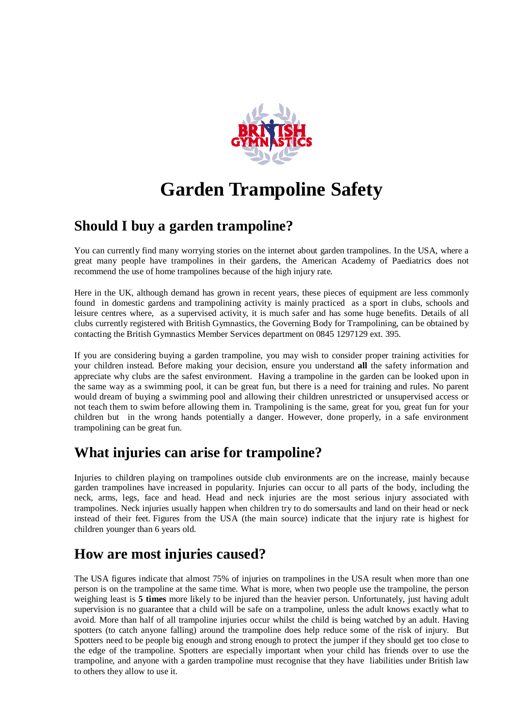# Garden Trampoline Safety

## Should I buy a garden trampoline?

You can currently find many worrying stories on the internet about garden trampolines. In the USA, where a great many people have trampolines in their gardens, the American Academy of Paediatrics does not recommend the use of home trampolines because of the high injury rate.

Here in the UK, although demand has grown in recent years, these pieces of equipment are less commonly found in domestic gardens and trampolining activity is mainly practiced as a sport in clubs, schools and leisure centres where, as a supervised activity, it is much safer and has some huge benefits. Details of all clubs currently registered with British Gymnastics, the Governing Body for Trampolining, can be obtained by contacting the British Gymnastics Member Services department on 0845 1297129 ext. 395.

If you are considering buying a garden trampoline, you may wish to consider proper training activities for your children instead. Before making your decision, ensure you understand **all** the safety information and appreciate why clubs are the safest environment. Having a trampoline in the garden can be looked upon in the same way as a swimming pool, it can be great fun, but there is a need for training and rules. No parent would dream of buying a swimming pool and allowing their children unrestricted or unsupervised access or not teach them to swim before allowing them in. Trampolining is the same, great for you, great fun for your children but in the wrong hands potentially a danger. However, done properly, in a safe environment trampolining can be great fun.

## What injuries can arise for trampoline?

Injuries to children playing on trampolines outside club environments are on the increase, mainly because garden trampolines have increased in popularity. Injuries can occur to all parts of the body, including the neck, arms, legs, face and head. Head and neck injuries are the most serious injury associated with trampolines. Neck injuries usually happen when children try to do somersaults and land on their head or neck instead of their feet. Figures from the USA (the main source) indicate that the injury rate is highest for children younger than 6 years old.

## How are most injuries caused?

The USA figures indicate that almost 75% of injuries on trampolines in the USA result when more than one person is on the trampoline at the same time. What is more, when two people use the trampoline, the person weighing least is **5 times** more likely to be injured than the heavier person. Unfortunately, just having adult supervision is no guarantee that a child will be safe on a trampoline, unless the adult knows exactly what to avoid. More than half of all trampoline injuries occur whilst the child is being watched by an adult. Having spotters (to catch anyone falling) around the trampoline does help reduce some of the risk of injury. But Spotters need to be people big enough and strong enough to protect the jumper if they should get too close to the edge of the trampoline. Spotters are especially important when your child has friends over to use the trampoline, and anyone with a garden trampoline must recognise that they have liabilities under British law to others they allow to use it.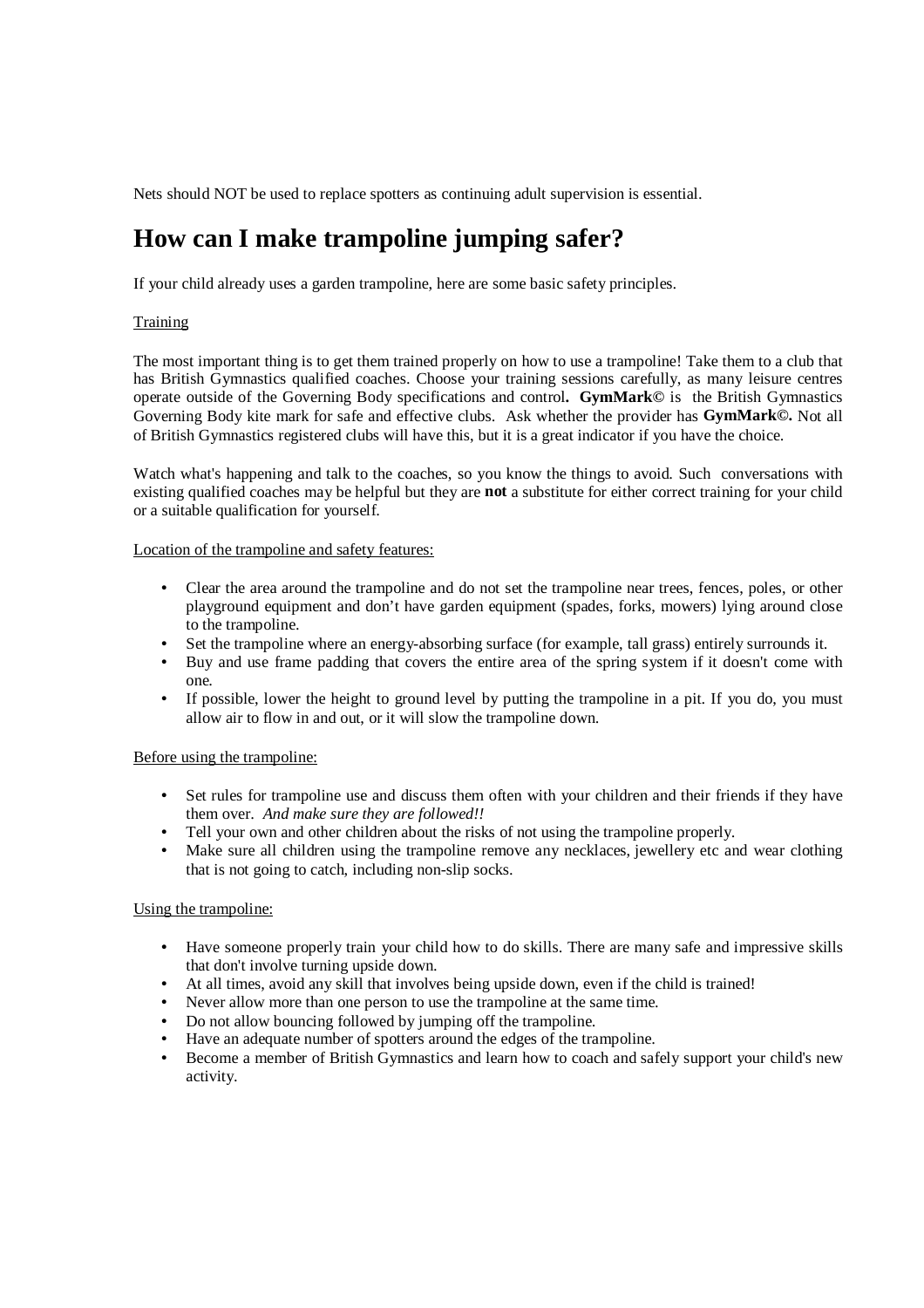Nets should NOT be used to replace spotters as continuing adult supervision is essential.

## How can I make trampoline jumping safer?

If your child already uses a garden trampoline, here are some basic safety principles.

Training

The most important thing is to get them trained properly on how to use a trampoline! Take them to a club that has British Gymnastics qualified coaches. Choose your training sessions carefully, as many leisure centres operate outside of the Governing Body specifications and control**. GymMark©** is the British Gymnastics Governing Body kite mark for safe and effective clubs. Ask whether the provider has **GymMark©.** Not all of British Gymnastics registered clubs will have this, but it is a great indicator if you have the choice.

Watch what's happening and talk to the coaches, so you know the things to avoid. Such conversations with existing qualified coaches may be helpful but they are **not** a substitute for either correct training for your child or a suitable qualification for yourself.

Location of the trampoline and safety features:

- Clear the area around the trampoline and do not set the trampoline near trees, fences, poles, or other playground equipment and don't have garden equipment (spades, forks, mowers) lying around close to the trampoline.
- Set the trampoline where an energy-absorbing surface (for example, tall grass) entirely surrounds it.
- Buy and use frame padding that covers the entire area of the spring system if it doesn't come with one.
- If possible, lower the height to ground level by putting the trampoline in a pit. If you do, you must allow air to flow in and out, or it will slow the trampoline down.

Before using the trampoline:

- Set rules for trampoline use and discuss them often with your children and their friends if they have them over. *And make sure they are followed!!*
- Tell your own and other children about the risks of not using the trampoline properly.
- Make sure all children using the trampoline remove any necklaces, jewellery etc and wear clothing that is not going to catch, including non-slip socks.

Using the trampoline:

- Have someone properly train your child how to do skills. There are many safe and impressive skills that don't involve turning upside down.
- At all times, avoid any skill that involves being upside down, even if the child is trained!
- Never allow more than one person to use the trampoline at the same time.
- Do not allow bouncing followed by jumping off the trampoline.
- Have an adequate number of spotters around the edges of the trampoline.
- Become a member of British Gymnastics and learn how to coach and safely support your child's new activity.